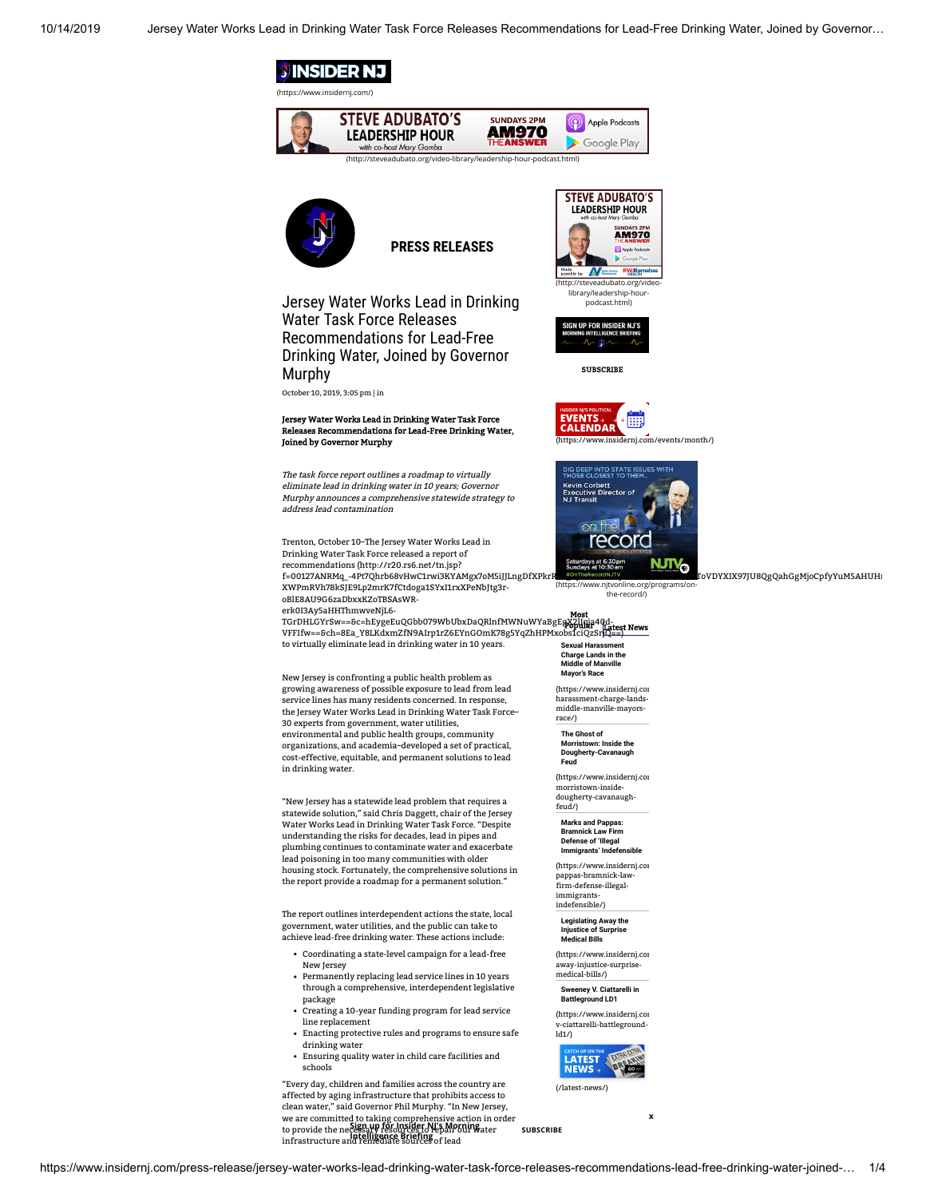# INSIDER NJ

(https://www.insidernj.com/)

(http://steveadubato.org/video-library/leadership-hour-podcast.html)

## PRESS RELEASES

# Jersey Water Works Lead in Drinking Water Task Force Releases Recommendations for Lead-Free Drinking Water, Joined by Governor Murphy

October 10, 2019, 3:05 pm | in

**Jersey Water Works Lead in Drinking Water Task Force Releases Recommendations for Lead-Free Drinking Water, Joined by Governor Murphy**

*The task force report outlines a roadmap to virtually eliminate lead in drinking water in 10 years; Governor Murphy announces a comprehensive statewide strategy to address lead contamination*

Trenton, October 10–The Jersey Water Works Lead in Drinking Water Task Force released a report of recommendations (http://r20.rs6.net/tn.jsp?f=00127ANRMq_-4Pt7Qhrb68vHwC1rwi3KYAMgx7oM5iJJLngDfXPkrR...XWPmRVh78kSJE9Lp2mrK7fCtdoga1SYxI1rxXPeNbJtg3r-oBlE8AU9G6zaDbxxKZoTBSAsWR-erk0I3Ay5aHHThmwveNjL6-TGrDHLGYrSw==&c=hEygeEuQGbb079WbUbxDaQRlnfMWNuWYaBgEg...VFFIfw==&ch=8Ea_Y8LKdxmZfN9AIrp1rZ6EYnGOmK78g5YqZhHPMxobsfciQzSrjQ==) to virtually eliminate lead in drinking water in 10 years.

New Jersey is confronting a public health problem as growing awareness of possible exposure to lead from lead service lines has many residents concerned. In response, the Jersey Water Works Lead in Drinking Water Task Force–30 experts from government, water utilities, environmental and public health groups, community organizations, and academia–developed a set of practical, cost-effective, equitable, and permanent solutions to lead in drinking water.

"New Jersey has a statewide lead problem that requires a statewide solution," said Chris Daggett, chair of the Jersey Water Works Lead in Drinking Water Task Force. "Despite understanding the risks for decades, lead in pipes and plumbing continues to contaminate water and exacerbate lead poisoning in too many communities with older housing stock. Fortunately, the comprehensive solutions in the report provide a roadmap for a permanent solution."

The report outlines interdependent actions the state, local government, water utilities, and the public can take to achieve lead-free drinking water. These actions include:

- Coordinating a state-level campaign for a lead-free New Jersey
- Permanently replacing lead service lines in 10 years through a comprehensive, interdependent legislative package
- Creating a 10-year funding program for lead service line replacement
- Enacting protective rules and programs to ensure safe drinking water
- Ensuring quality water in child care facilities and schools

"Every day, children and families across the country are affected by aging infrastructure that prohibits access to clean water," said Governor Phil Murphy. "In New Jersey, we are committed to taking comprehensive action in order to provide the necessary resources to repair our water infrastructure and remediate sources of lead

(http://steveadubato.org/video-library/leadership-hour-podcast.html)

SIGN UP FOR INSIDER NJ'S MORNING INTELLIGENCE BRIEFING

SUBSCRIBE

(https://www.insidernj.com/events/month/)

(https://www.njtvonline.org/programs/on-the-record/)

Most Popular | Latest News

**Sexual Harassment Charge Lands in the Middle of Manville Mayor's Race**
(https://www.insidernj.com/...harassment-charge-lands-middle-manville-mayors-race/)

**The Ghost of Morristown: Inside the Dougherty-Cavanaugh Feud**
(https://www.insidernj.com/...morristown-inside-dougherty-cavanaugh-feud/)

**Marks and Pappas: Bramnick Law Firm Defense of 'Illegal Immigrants' Indefensible**
(https://www.insidernj.com/...pappas-bramnick-law-firm-defense-illegal-immigrants-indefensible/)

**Legislating Away the Injustice of Surprise Medical Bills**
(https://www.insidernj.com/...away-injustice-surprise-medical-bills/)

**Sweeney V. Ciattarelli in Battleground LD1**
(https://www.insidernj.com/...v-ciattarelli-battleground-ld1/)

(/latest-news/)

Sign up for Insider NJ's Morning Intelligence Briefing SUBSCRIBE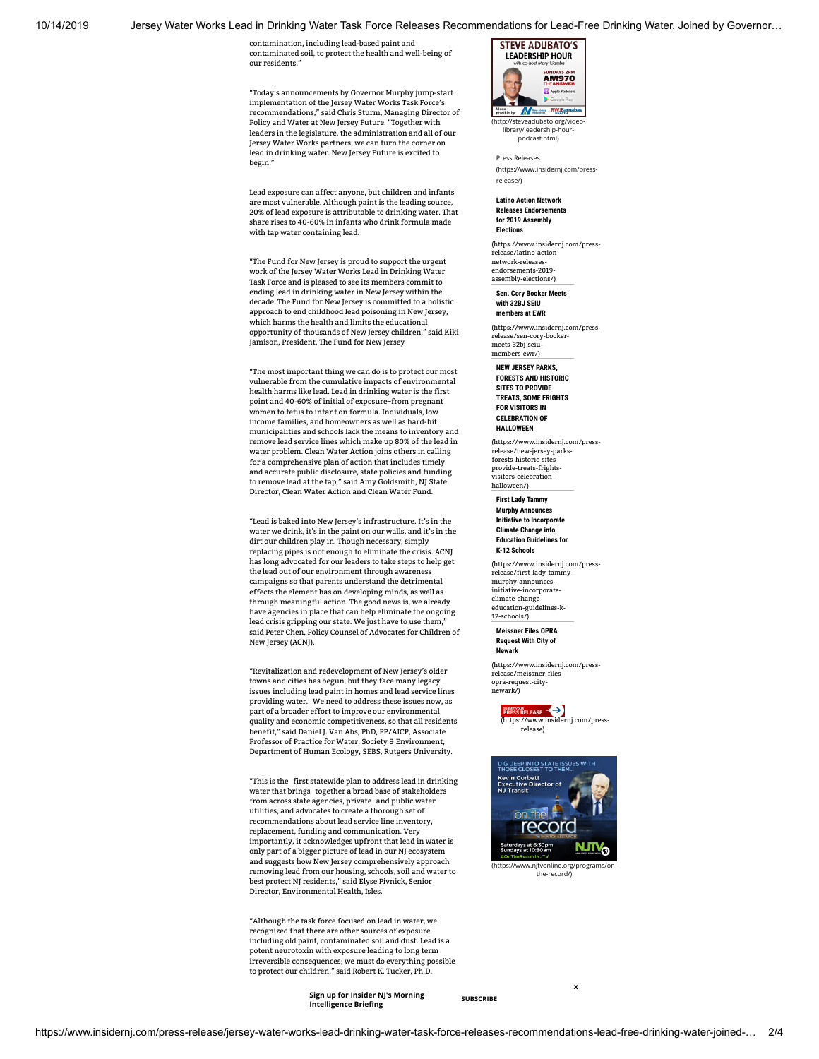contamination, including lead-based paint and contaminated soil, to protect the health and well-being of our residents."

"Today's announcements by Governor Murphy jump-start implementation of the Jersey Water Works Task Force's recommendations," said Chris Sturm, Managing Director of Policy and Water at New Jersey Future. "Together with leaders in the legislature, the administration and all of our Jersey Water Works partners, we can turn the corner on lead in drinking water. New Jersey Future is excited to begin."

Lead exposure can affect anyone, but children and infants are most vulnerable. Although paint is the leading source, 20% of lead exposure is attributable to drinking water. That share rises to 40-60% in infants who drink formula made with tap water containing lead.

"The Fund for New Jersey is proud to support the urgent work of the Jersey Water Works Lead in Drinking Water Task Force and is pleased to see its members commit to ending lead in drinking water in New Jersey within the decade. The Fund for New Jersey is committed to a holistic approach to end childhood lead poisoning in New Jersey, which harms the health and limits the educational opportunity of thousands of New Jersey children," said Kiki Jamison, President, The Fund for New Jersey

"The most important thing we can do is to protect our most vulnerable from the cumulative impacts of environmental health harms like lead. Lead in drinking water is the first point and 40-60% of initial of exposure–from pregnant women to fetus to infant on formula. Individuals, low income families, and homeowners as well as hard-hit municipalities and schools lack the means to inventory and remove lead service lines which make up 80% of the lead in water problem. Clean Water Action joins others in calling for a comprehensive plan of action that includes timely and accurate public disclosure, state policies and funding to remove lead at the tap," said Amy Goldsmith, NJ State Director, Clean Water Action and Clean Water Fund.

"Lead is baked into New Jersey's infrastructure. It's in the water we drink, it's in the paint on our walls, and it's in the dirt our children play in. Though necessary, simply replacing pipes is not enough to eliminate the crisis. ACNJ has long advocated for our leaders to take steps to help get the lead out of our environment through awareness campaigns so that parents understand the detrimental effects the element has on developing minds, as well as through meaningful action. The good news is, we already have agencies in place that can help eliminate the ongoing lead crisis gripping our state. We just have to use them," said Peter Chen, Policy Counsel of Advocates for Children of New Jersey (ACNJ).

"Revitalization and redevelopment of New Jersey's older towns and cities has begun, but they face many legacy issues including lead paint in homes and lead service lines providing water. We need to address these issues now, as part of a broader effort to improve our environmental quality and economic competitiveness, so that all residents benefit," said Daniel J. Van Abs, PhD, PP/AICP, Associate Professor of Practice for Water, Society & Environment, Department of Human Ecology, SEBS, Rutgers University.

"This is the first statewide plan to address lead in drinking water that brings together a broad base of stakeholders from across state agencies, private and public water utilities, and advocates to create a thorough set of recommendations about lead service line inventory, replacement, funding and communication. Very importantly, it acknowledges upfront that lead in water is only part of a bigger picture of lead in our NJ ecosystem and suggests how New Jersey comprehensively approach removing lead from our housing, schools, soil and water to best protect NJ residents," said Elyse Pivnick, Senior Director, Environmental Health, Isles.

"Although the task force focused on lead in water, we recognized that there are other sources of exposure including old paint, contaminated soil and dust. Lead is a potent neurotoxin with exposure leading to long term irreversible consequences; we must do everything possible to protect our children," said Robert K. Tucker, Ph.D.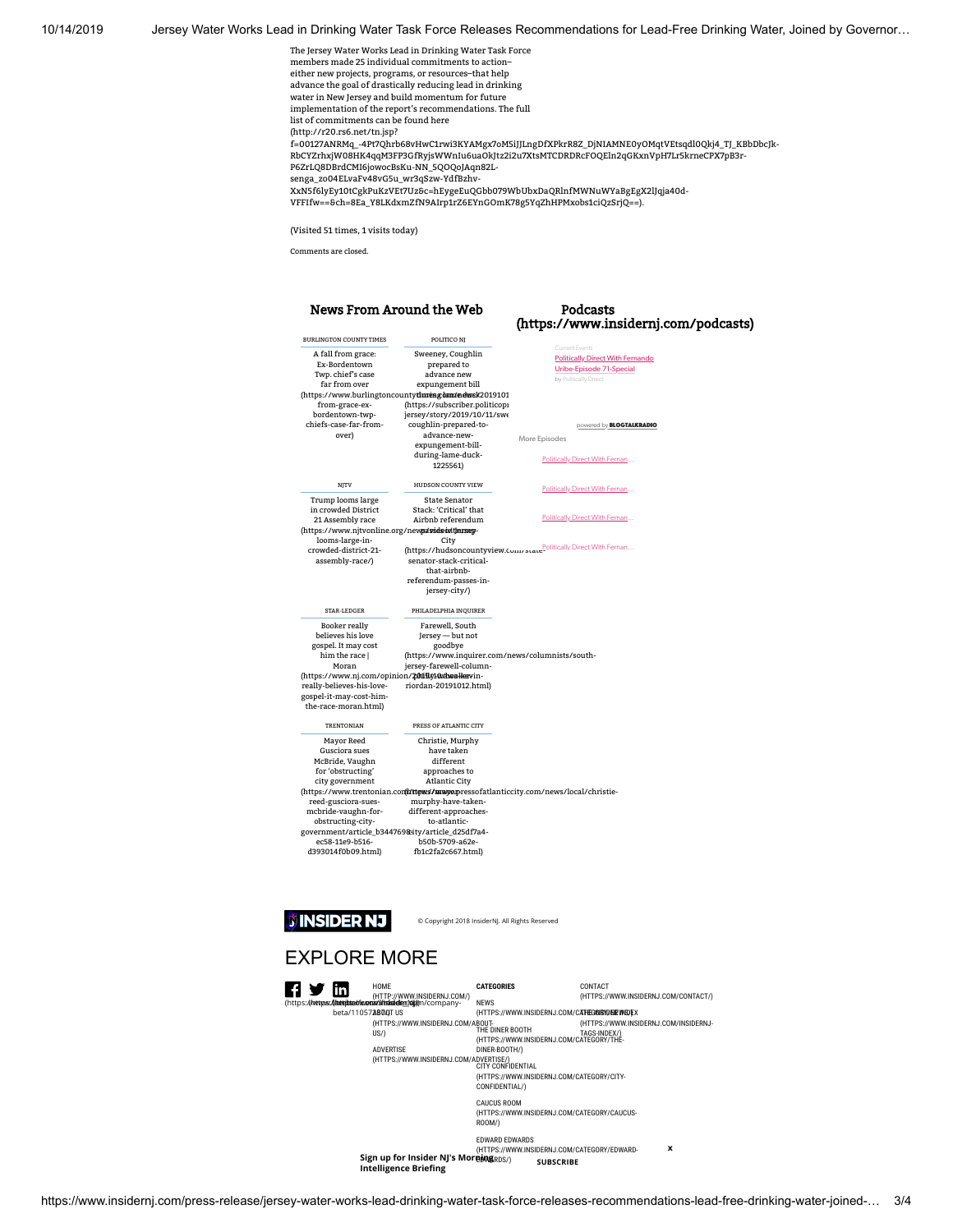The Jersey Water Works Lead in Drinking Water Task Force members made 25 individual commitments to action– either new projects, programs, or resources–that help advance the goal of drastically reducing lead in drinking water in New Jersey and build momentum for future implementation of the report's recommendations. The full list of commitments can be found here (http://r20.rs6.net/tn.jsp?f=00127ANRMq_-4Pt7Qhrb68vHwC1rwi3KYAMgx7oM5iJJLngDfXPkrR8Z_DjNIAMNE0yOMqtVEtsqdl0Qkj4_TJ_KBbDbcJk-RbCYZrhxjW08HK4qqM3FP3GfRyjsWWnIu6uaOkJtz2i2u7XtsMTCDRDRcFOQEln2qGKxnVpH7Lr5krneCPX7pB3r-P6ZrLQ8DBrdCMI6jowocBsKu-NN_5QOQoJAqn82L-senga_zo04ELvaFv48vG5u_wr3qSzw-YdfBzhv-XxN5f6lyEy10tCgkPuKzVEt7Uz8c=hEygeEuQGbb079WbUbxDaQRlnfMWNuWYaBgEgX2lJqja40d-VFFIfw==&ch=8Ea_Y8LKdxmZfN9AIrp1rZ6EYnGOmK78g5YqZhHPMxobs1ciQzSrjQ==).

(Visited 51 times, 1 visits today)

Comments are closed.

## News From Around the Web

BURLINGTON COUNTY TIMES
A fall from grace: Ex-Bordentown Twp. chief's case far from over (https://www.burlingtoncountytimes.com/news/20191012/a-fall-from-grace-ex-bordentown-twp-chiefs-case-far-from-over)

POLITICO NJ
Sweeney, Coughlin prepared to advance new expungement bill during lame duck (https://subscriber.politicopro.com/new-jersey/story/2019/10/11/sweeney-coughlin-prepared-to-advance-new-expungement-bill-during-lame-duck-1225561)

NJTV
Trump looms large in crowded District 21 Assembly race (https://www.njtvonline.org/news/video/trump-looms-large-in-crowded-district-21-assembly-race/)

HUDSON COUNTY VIEW
State Senator Stack: 'Critical' that Airbnb referendum passes in Jersey City (https://hudsoncountyview.com/state-senator-stack-critical-that-airbnb-referendum-passes-in-jersey-city/)

STAR-LEDGER
Booker really believes his love gospel. It may cost him the race | Moran (https://www.nj.com/opinion/2019/10/booker-really-believes-his-love-gospel-it-may-cost-him-the-race-moran.html)

PHILADELPHIA INQUIRER
Farewell, South Jersey — but not goodbye (https://www.inquirer.com/news/columnists/south-jersey-farewell-column-kevin-riordan-20191012.html)

TRENTONIAN
Mayor Reed Gusciora sues McBride, Vaughn for 'obstructing' city government (https://www.trentonian.com/news/mayor-reed-gusciora-sues-mcbride-vaughn-for-obstructing-city-government/article_b3447698-ec58-11e9-b516-d393014f0b09.html)

PRESS OF ATLANTIC CITY
Christie, Murphy have taken different approaches to Atlantic City (https://www.pressofatlanticcity.com/news/local/christie-murphy-have-taken-different-approaches-to-atlantic-city/article_d25df7a4-b50b-5709-a62e-fb1c2fa2c667.html)

## Podcasts (https://www.insidernj.com/podcasts)

Current Events
Politically Direct With Fernando Uribe-Episode 71-Special
by Politically Direct

powered by BLOGTALKRADIO

More Episodes

Politically Direct With Fernan...

Politically Direct With Fernan...

Politically Direct With Fernan...

Politically Direct With Fernan...

INSIDER NJ

© Copyright 2018 InsiderNJ. All Rights Reserved

## EXPLORE MORE

HOME (HTTP://WWW.INSIDERNJ.COM/)
ABOUT US (HTTPS://WWW.INSIDERNJ.COM/ABOUT-US/)
ADVERTISE (HTTPS://WWW.INSIDERNJ.COM/ADVERTISE/)

**CATEGORIES**
NEWS (HTTPS://WWW.INSIDERNJ.COM/CATEGORY/NEWS/)
THE DINER BOOTH (HTTPS://WWW.INSIDERNJ.COM/CATEGORY/THE-DINER-BOOTH/)
CITY CONFIDENTIAL (HTTPS://WWW.INSIDERNJ.COM/CATEGORY/CITY-CONFIDENTIAL/)
CAUCUS ROOM (HTTPS://WWW.INSIDERNJ.COM/CATEGORY/CAUCUS-ROOM/)
EDWARD EDWARDS (HTTPS://WWW.INSIDERNJ.COM/CATEGORY/EDWARD-EDWARDS/)

CONTACT (HTTPS://WWW.INSIDERNJ.COM/CONTACT/)
INSIDERNJ INDEX (HTTPS://WWW.INSIDERNJ.COM/INSIDERNJ-TAGS-INDEX/)

Sign up for Insider NJ's Morning Intelligence Briefing

SUBSCRIBE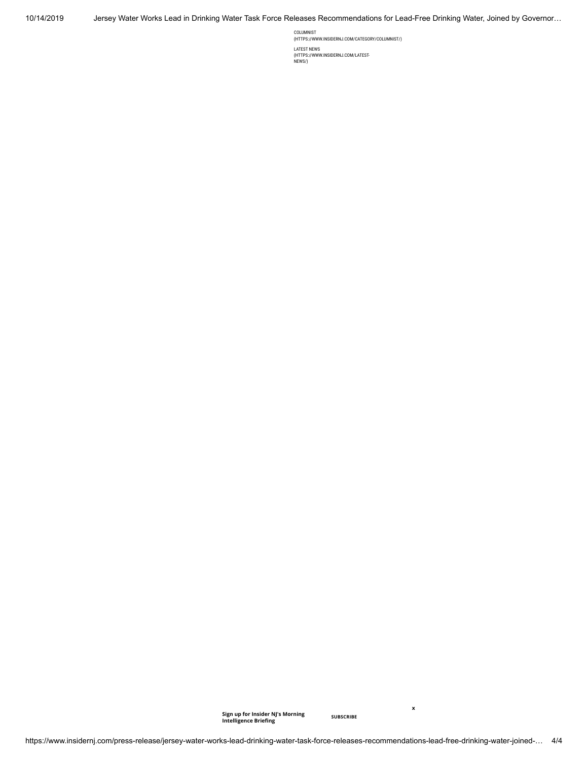COLUMNIST
(HTTPS://WWW.INSIDERNJ.COM/CATEGORY/COLUMNIST/)

LATEST NEWS
(HTTPS://WWW.INSIDERNJ.COM/LATEST-NEWS/)

Sign up for Insider NJ's Morning Intelligence Briefing

SUBSCRIBE

x